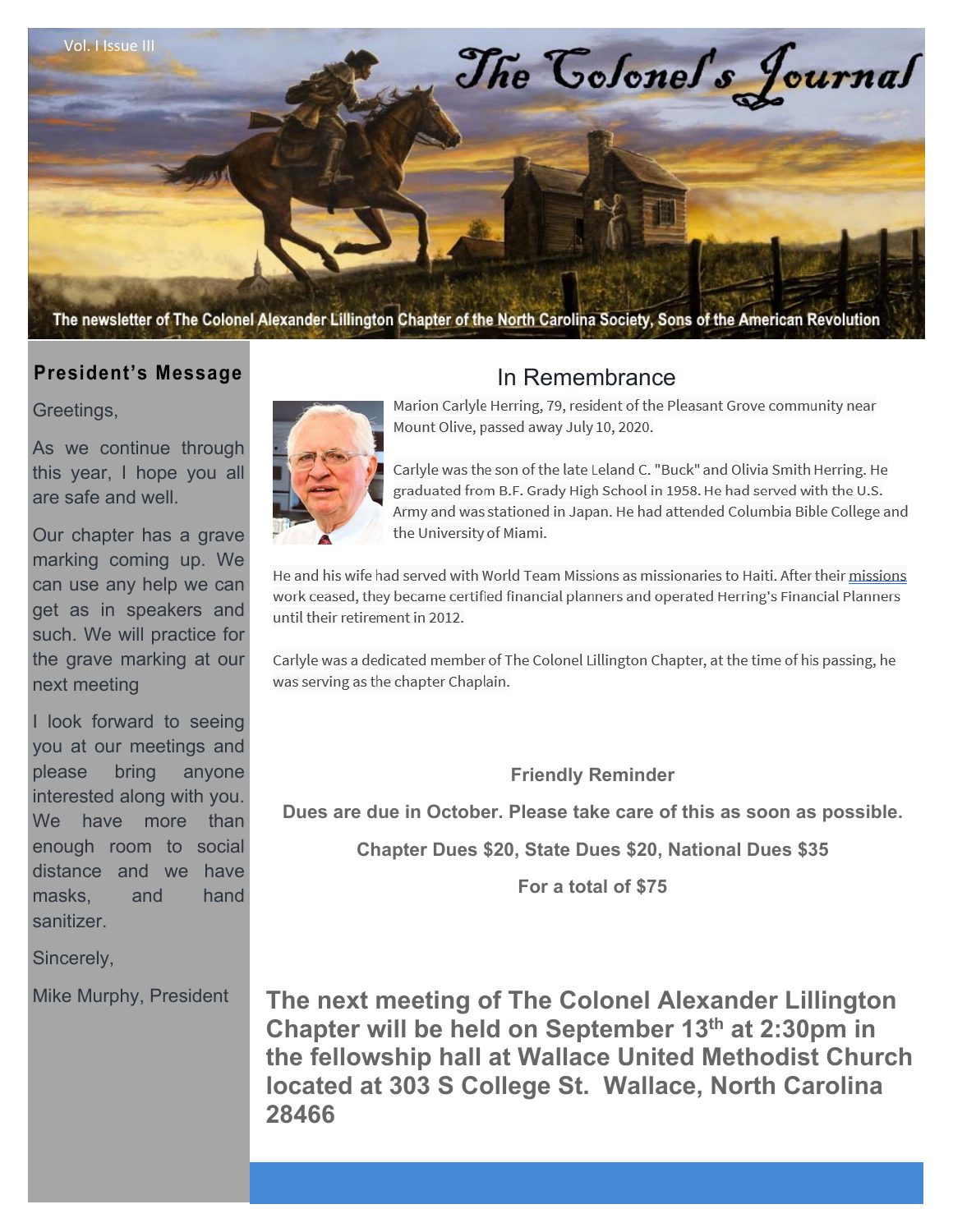Vol. I Issue III

# The Colonel's Journal

The newsletter of The Colonel Alexander Lillington Chapter of the North Carolina Society, Sons of the American Revolution

## President's Message

Greetings,

As we continue through this year, I hope you all are safe and well.

Our chapter has a grave marking coming up. We can use any help we can get as in speakers and such. We will practice for the grave marking at our next meeting

I look forward to seeing you at our meetings and please bring anyone interested along with you. We have more than enough room to social distance and we have masks, and hand sanitizer.

Sincerely,

Mike Murphy, President

## In Remembrance

Marion Carlyle Herring, 79, resident of the Pleasant Grove community near Mount Olive, passed away July 10, 2020.

Carlyle was the son of the late Leland C. "Buck" and Olivia Smith Herring. He graduated from B.F. Grady High School in 1958. He had served with the U.S. Army and was stationed in Japan. He had attended Columbia Bible College and the University of Miami.

He and his wife had served with World Team Missions as missionaries to Haiti. After their missions work ceased, they became certified financial planners and operated Herring's Financial Planners until their retirement in 2012.

Carlyle was a dedicated member of The Colonel Lillington Chapter, at the time of his passing, he was serving as the chapter Chaplain.

**Friendly Reminder**

**Dues are due in October. Please take care of this as soon as possible.**

**Chapter Dues $20, State Dues $20, National Dues $35**

**For a total of $75**

**The next meeting of The Colonel Alexander Lillington Chapter will be held on September 13th at 2:30pm in the fellowship hall at Wallace United Methodist Church located at 303 S College St. Wallace, North Carolina 28466**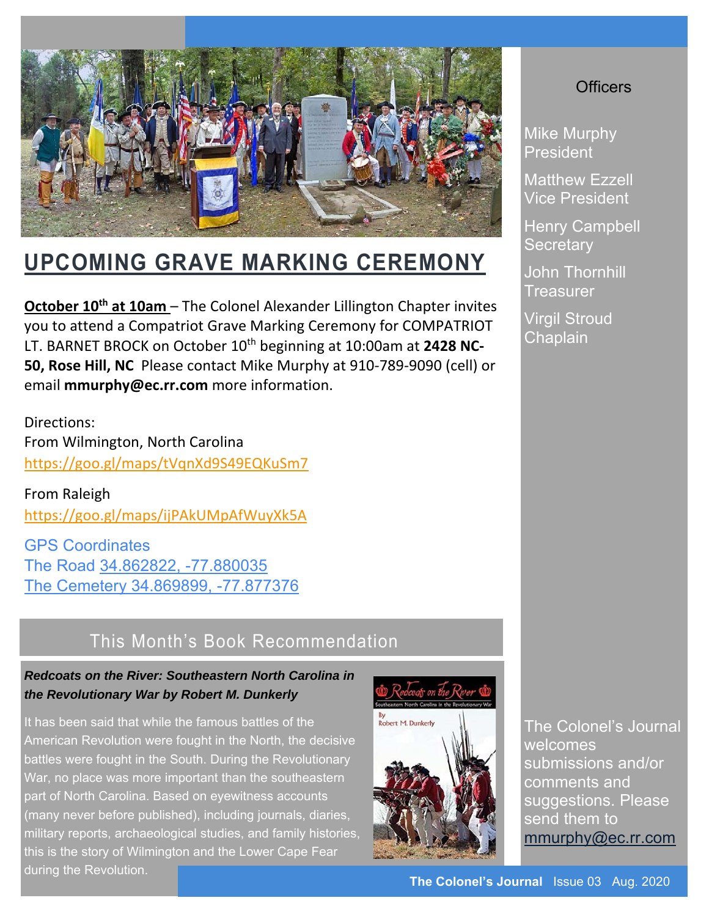## UPCOMING GRAVE MARKING CEREMONY

**October 10th at 10am** – The Colonel Alexander Lillington Chapter invites you to attend a Compatriot Grave Marking Ceremony for COMPATRIOT LT. BARNET BROCK on October 10th beginning at 10:00am at **2428 NC-50, Rose Hill, NC** Please contact Mike Murphy at 910-789-9090 (cell) or email **mmurphy@ec.rr.com** more information.

Directions:
From Wilmington, North Carolina
https://goo.gl/maps/tVqnXd9S49EQKuSm7

From Raleigh
https://goo.gl/maps/ijPAkUMpAfWuyXk5A

GPS Coordinates
The Road 34.862822, -77.880035
The Cemetery 34.869899, -77.877376

## This Month's Book Recommendation

***Redcoats on the River: Southeastern North Carolina in the Revolutionary War by Robert M. Dunkerly***

It has been said that while the famous battles of the American Revolution were fought in the North, the decisive battles were fought in the South. During the Revolutionary War, no place was more important than the southeastern part of North Carolina. Based on eyewitness accounts (many never before published), including journals, diaries, military reports, archaeological studies, and family histories, this is the story of Wilmington and the Lower Cape Fear during the Revolution.

### Officers

Mike Murphy
President

Matthew Ezzell
Vice President

Henry Campbell
Secretary

John Thornhill
Treasurer

Virgil Stroud
Chaplain

The Colonel's Journal welcomes submissions and/or comments and suggestions. Please send them to mmurphy@ec.rr.com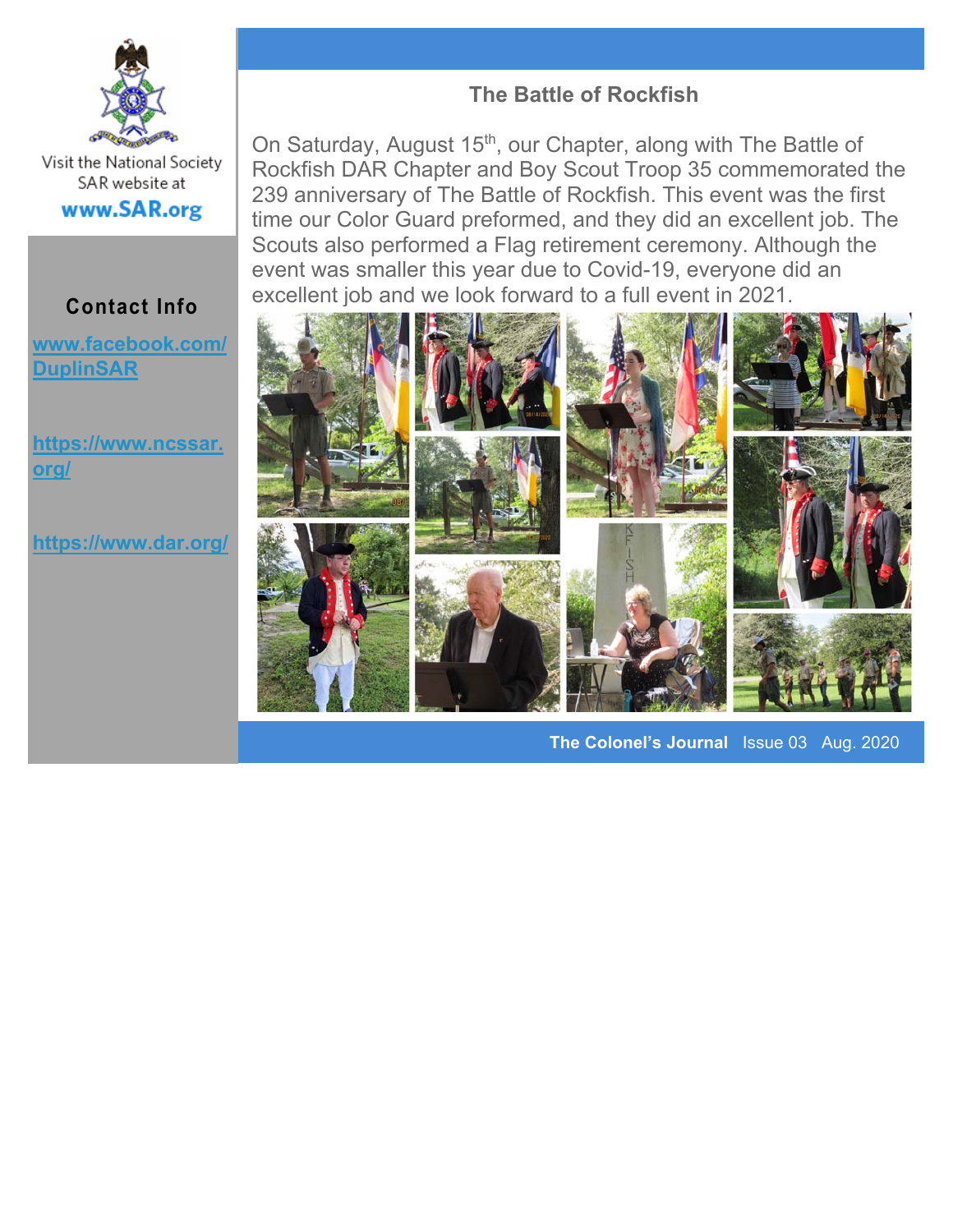Visit the National Society SAR website at

**www.SAR.org**

**Contact Info**

[www.facebook.com/DuplinSAR](www.facebook.com/DuplinSAR)

[https://www.ncssar.org/](https://www.ncssar.org/)

[https://www.dar.org/](https://www.dar.org/)

## The Battle of Rockfish

On Saturday, August 15th, our Chapter, along with The Battle of Rockfish DAR Chapter and Boy Scout Troop 35 commemorated the 239 anniversary of The Battle of Rockfish. This event was the first time our Color Guard preformed, and they did an excellent job. The Scouts also performed a Flag retirement ceremony. Although the event was smaller this year due to Covid-19, everyone did an excellent job and we look forward to a full event in 2021.